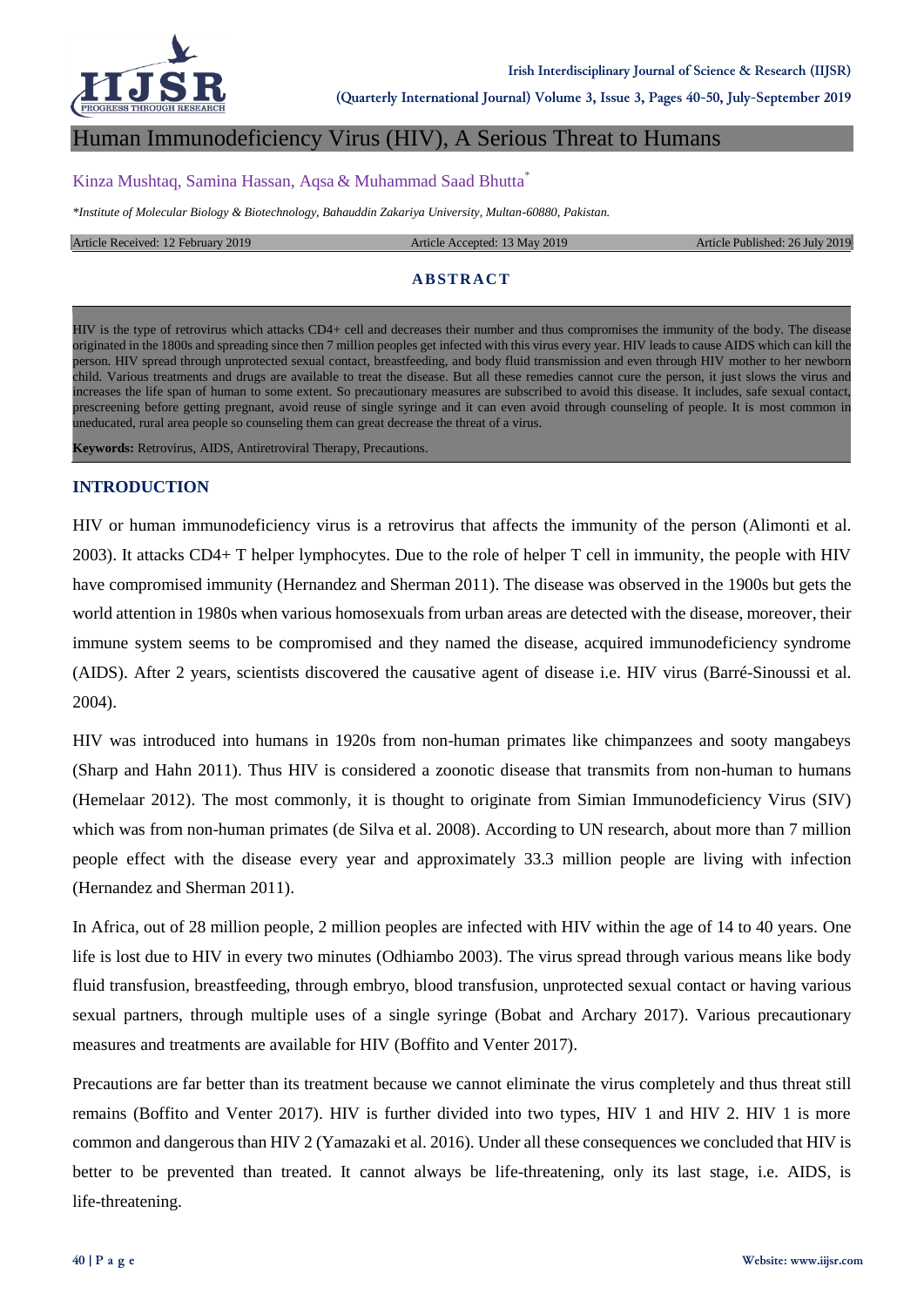# Human Immunodeficiency Virus (HIV), A Serious Threat to Humans

Kinza Mushtaq, Samina Hassan, Aqsa & Muhammad Saad Bhutta*

*Institute of Molecular Biology & Biotechnology, Bahauddin Zakariya University, Multan-60880, Pakistan.*

Article Received: 12 February 2019 | Article Accepted: 13 May 2019 | Article Published: 26 July 2019

## ABSTRACT

HIV is the type of retrovirus which attacks CD4+ cell and decreases their number and thus compromises the immunity of the body. The disease originated in the 1800s and spreading since then 7 million peoples get infected with this virus every year. HIV leads to cause AIDS which can kill the person. HIV spread through unprotected sexual contact, breastfeeding, and body fluid transmission and even through HIV mother to her newborn child. Various treatments and drugs are available to treat the disease. But all these remedies cannot cure the person, it just slows the virus and increases the life span of human to some extent. So precautionary measures are subscribed to avoid this disease. It includes, safe sexual contact, prescreening before getting pregnant, avoid reuse of single syringe and it can even avoid through counseling of people. It is most common in uneducated, rural area people so counseling them can great decrease the threat of a virus.

**Keywords:** Retrovirus, AIDS, Antiretroviral Therapy, Precautions.

## INTRODUCTION

HIV or human immunodeficiency virus is a retrovirus that affects the immunity of the person (Alimonti et al. 2003). It attacks CD4+ T helper lymphocytes. Due to the role of helper T cell in immunity, the people with HIV have compromised immunity (Hernandez and Sherman 2011). The disease was observed in the 1900s but gets the world attention in 1980s when various homosexuals from urban areas are detected with the disease, moreover, their immune system seems to be compromised and they named the disease, acquired immunodeficiency syndrome (AIDS). After 2 years, scientists discovered the causative agent of disease i.e. HIV virus (Barré-Sinoussi et al. 2004).

HIV was introduced into humans in 1920s from non-human primates like chimpanzees and sooty mangabeys (Sharp and Hahn 2011). Thus HIV is considered a zoonotic disease that transmits from non-human to humans (Hemelaar 2012). The most commonly, it is thought to originate from Simian Immunodeficiency Virus (SIV) which was from non-human primates (de Silva et al. 2008). According to UN research, about more than 7 million people effect with the disease every year and approximately 33.3 million people are living with infection (Hernandez and Sherman 2011).

In Africa, out of 28 million people, 2 million peoples are infected with HIV within the age of 14 to 40 years. One life is lost due to HIV in every two minutes (Odhiambo 2003). The virus spread through various means like body fluid transfusion, breastfeeding, through embryo, blood transfusion, unprotected sexual contact or having various sexual partners, through multiple uses of a single syringe (Bobat and Archary 2017). Various precautionary measures and treatments are available for HIV (Boffito and Venter 2017).

Precautions are far better than its treatment because we cannot eliminate the virus completely and thus threat still remains (Boffito and Venter 2017). HIV is further divided into two types, HIV 1 and HIV 2. HIV 1 is more common and dangerous than HIV 2 (Yamazaki et al. 2016). Under all these consequences we concluded that HIV is better to be prevented than treated. It cannot always be life-threatening, only its last stage, i.e. AIDS, is life-threatening.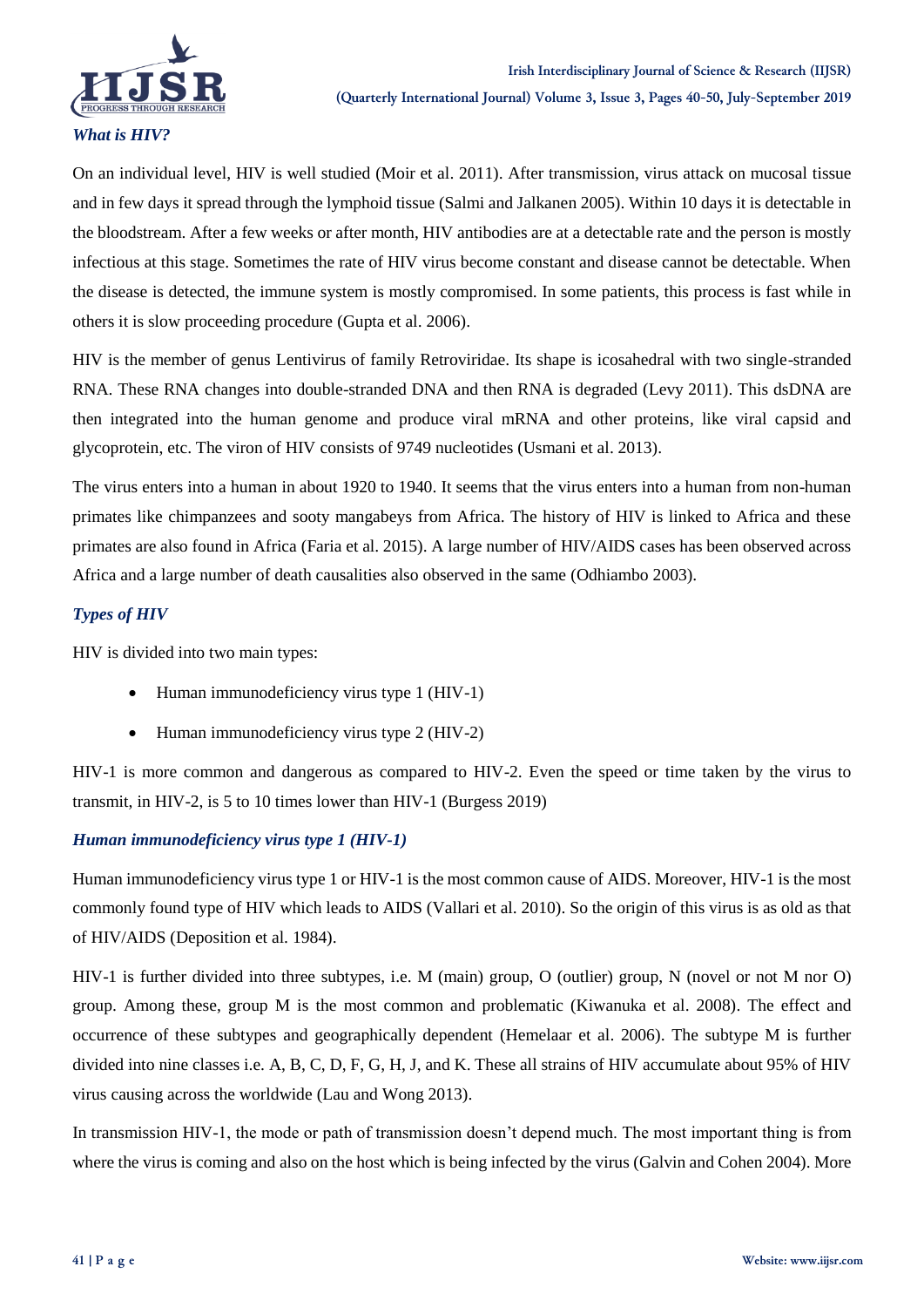### *What is HIV?*

On an individual level, HIV is well studied (Moir et al. 2011). After transmission, virus attack on mucosal tissue and in few days it spread through the lymphoid tissue (Salmi and Jalkanen 2005). Within 10 days it is detectable in the bloodstream. After a few weeks or after month, HIV antibodies are at a detectable rate and the person is mostly infectious at this stage. Sometimes the rate of HIV virus become constant and disease cannot be detectable. When the disease is detected, the immune system is mostly compromised. In some patients, this process is fast while in others it is slow proceeding procedure (Gupta et al. 2006).

HIV is the member of genus Lentivirus of family Retroviridae. Its shape is icosahedral with two single-stranded RNA. These RNA changes into double-stranded DNA and then RNA is degraded (Levy 2011). This dsDNA are then integrated into the human genome and produce viral mRNA and other proteins, like viral capsid and glycoprotein, etc. The viron of HIV consists of 9749 nucleotides (Usmani et al. 2013).

The virus enters into a human in about 1920 to 1940. It seems that the virus enters into a human from non-human primates like chimpanzees and sooty mangabeys from Africa. The history of HIV is linked to Africa and these primates are also found in Africa (Faria et al. 2015). A large number of HIV/AIDS cases has been observed across Africa and a large number of death causalities also observed in the same (Odhiambo 2003).

### *Types of HIV*

HIV is divided into two main types:

- Human immunodeficiency virus type 1 (HIV-1)
- Human immunodeficiency virus type 2 (HIV-2)

HIV-1 is more common and dangerous as compared to HIV-2. Even the speed or time taken by the virus to transmit, in HIV-2, is 5 to 10 times lower than HIV-1 (Burgess 2019)

### *Human immunodeficiency virus type 1 (HIV-1)*

Human immunodeficiency virus type 1 or HIV-1 is the most common cause of AIDS. Moreover, HIV-1 is the most commonly found type of HIV which leads to AIDS (Vallari et al. 2010). So the origin of this virus is as old as that of HIV/AIDS (Deposition et al. 1984).

HIV-1 is further divided into three subtypes, i.e. M (main) group, O (outlier) group, N (novel or not M nor O) group. Among these, group M is the most common and problematic (Kiwanuka et al. 2008). The effect and occurrence of these subtypes and geographically dependent (Hemelaar et al. 2006). The subtype M is further divided into nine classes i.e. A, B, C, D, F, G, H, J, and K. These all strains of HIV accumulate about 95% of HIV virus causing across the worldwide (Lau and Wong 2013).

In transmission HIV-1, the mode or path of transmission doesn't depend much. The most important thing is from where the virus is coming and also on the host which is being infected by the virus (Galvin and Cohen 2004). More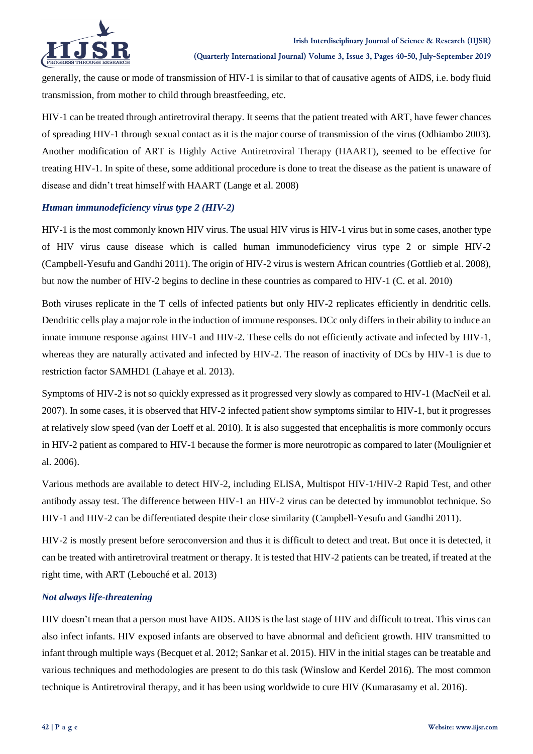generally, the cause or mode of transmission of HIV-1 is similar to that of causative agents of AIDS, i.e. body fluid transmission, from mother to child through breastfeeding, etc.

HIV-1 can be treated through antiretroviral therapy. It seems that the patient treated with ART, have fewer chances of spreading HIV-1 through sexual contact as it is the major course of transmission of the virus (Odhiambo 2003). Another modification of ART is Highly Active Antiretroviral Therapy (HAART), seemed to be effective for treating HIV-1. In spite of these, some additional procedure is done to treat the disease as the patient is unaware of disease and didn't treat himself with HAART (Lange et al. 2008)

### *Human immunodeficiency virus type 2 (HIV-2)*

HIV-1 is the most commonly known HIV virus. The usual HIV virus is HIV-1 virus but in some cases, another type of HIV virus cause disease which is called human immunodeficiency virus type 2 or simple HIV-2 (Campbell-Yesufu and Gandhi 2011). The origin of HIV-2 virus is western African countries (Gottlieb et al. 2008), but now the number of HIV-2 begins to decline in these countries as compared to HIV-1 (C. et al. 2010)

Both viruses replicate in the T cells of infected patients but only HIV-2 replicates efficiently in dendritic cells. Dendritic cells play a major role in the induction of immune responses. DCc only differs in their ability to induce an innate immune response against HIV-1 and HIV-2. These cells do not efficiently activate and infected by HIV-1, whereas they are naturally activated and infected by HIV-2. The reason of inactivity of DCs by HIV-1 is due to restriction factor SAMHD1 (Lahaye et al. 2013).

Symptoms of HIV-2 is not so quickly expressed as it progressed very slowly as compared to HIV-1 (MacNeil et al. 2007). In some cases, it is observed that HIV-2 infected patient show symptoms similar to HIV-1, but it progresses at relatively slow speed (van der Loeff et al. 2010). It is also suggested that encephalitis is more commonly occurs in HIV-2 patient as compared to HIV-1 because the former is more neurotropic as compared to later (Moulignier et al. 2006).

Various methods are available to detect HIV-2, including ELISA, Multispot HIV-1/HIV-2 Rapid Test, and other antibody assay test. The difference between HIV-1 an HIV-2 virus can be detected by immunoblot technique. So HIV-1 and HIV-2 can be differentiated despite their close similarity (Campbell-Yesufu and Gandhi 2011).

HIV-2 is mostly present before seroconversion and thus it is difficult to detect and treat. But once it is detected, it can be treated with antiretroviral treatment or therapy. It is tested that HIV-2 patients can be treated, if treated at the right time, with ART (Lebouché et al. 2013)

### *Not always life-threatening*

HIV doesn't mean that a person must have AIDS. AIDS is the last stage of HIV and difficult to treat. This virus can also infect infants. HIV exposed infants are observed to have abnormal and deficient growth. HIV transmitted to infant through multiple ways (Becquet et al. 2012; Sankar et al. 2015). HIV in the initial stages can be treatable and various techniques and methodologies are present to do this task (Winslow and Kerdel 2016). The most common technique is Antiretroviral therapy, and it has been using worldwide to cure HIV (Kumarasamy et al. 2016).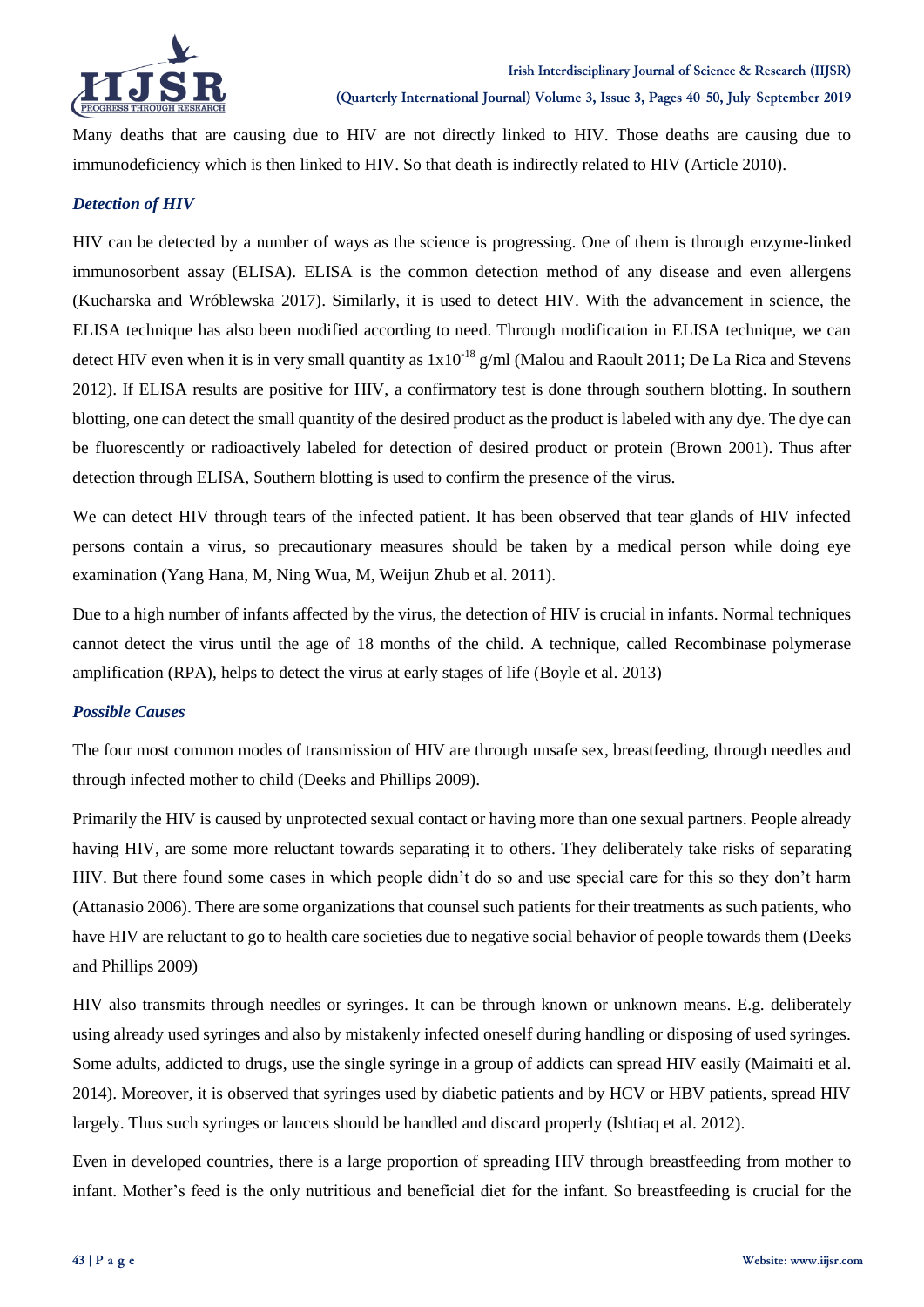Many deaths that are causing due to HIV are not directly linked to HIV. Those deaths are causing due to immunodeficiency which is then linked to HIV. So that death is indirectly related to HIV (Article 2010).

### *Detection of HIV*

HIV can be detected by a number of ways as the science is progressing. One of them is through enzyme-linked immunosorbent assay (ELISA). ELISA is the common detection method of any disease and even allergens (Kucharska and Wróblewska 2017). Similarly, it is used to detect HIV. With the advancement in science, the ELISA technique has also been modified according to need. Through modification in ELISA technique, we can detect HIV even when it is in very small quantity as $1x10^{-18}$ g/ml (Malou and Raoult 2011; De La Rica and Stevens 2012). If ELISA results are positive for HIV, a confirmatory test is done through southern blotting. In southern blotting, one can detect the small quantity of the desired product as the product is labeled with any dye. The dye can be fluorescently or radioactively labeled for detection of desired product or protein (Brown 2001). Thus after detection through ELISA, Southern blotting is used to confirm the presence of the virus.

We can detect HIV through tears of the infected patient. It has been observed that tear glands of HIV infected persons contain a virus, so precautionary measures should be taken by a medical person while doing eye examination (Yang Hana, M, Ning Wua, M, Weijun Zhub et al. 2011).

Due to a high number of infants affected by the virus, the detection of HIV is crucial in infants. Normal techniques cannot detect the virus until the age of 18 months of the child. A technique, called Recombinase polymerase amplification (RPA), helps to detect the virus at early stages of life (Boyle et al. 2013)

### *Possible Causes*

The four most common modes of transmission of HIV are through unsafe sex, breastfeeding, through needles and through infected mother to child (Deeks and Phillips 2009).

Primarily the HIV is caused by unprotected sexual contact or having more than one sexual partners. People already having HIV, are some more reluctant towards separating it to others. They deliberately take risks of separating HIV. But there found some cases in which people didn't do so and use special care for this so they don't harm (Attanasio 2006). There are some organizations that counsel such patients for their treatments as such patients, who have HIV are reluctant to go to health care societies due to negative social behavior of people towards them (Deeks and Phillips 2009)

HIV also transmits through needles or syringes. It can be through known or unknown means. E.g. deliberately using already used syringes and also by mistakenly infected oneself during handling or disposing of used syringes. Some adults, addicted to drugs, use the single syringe in a group of addicts can spread HIV easily (Maimaiti et al. 2014). Moreover, it is observed that syringes used by diabetic patients and by HCV or HBV patients, spread HIV largely. Thus such syringes or lancets should be handled and discard properly (Ishtiaq et al. 2012).

Even in developed countries, there is a large proportion of spreading HIV through breastfeeding from mother to infant. Mother's feed is the only nutritious and beneficial diet for the infant. So breastfeeding is crucial for the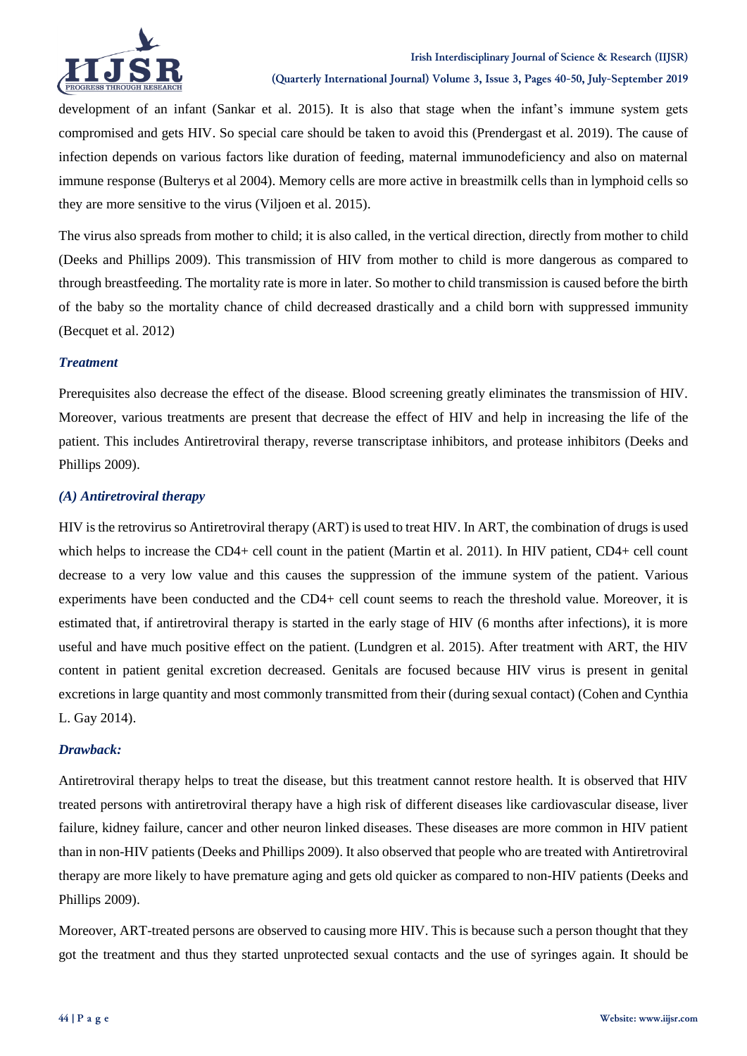development of an infant (Sankar et al. 2015). It is also that stage when the infant's immune system gets compromised and gets HIV. So special care should be taken to avoid this (Prendergast et al. 2019). The cause of infection depends on various factors like duration of feeding, maternal immunodeficiency and also on maternal immune response (Bulterys et al 2004). Memory cells are more active in breastmilk cells than in lymphoid cells so they are more sensitive to the virus (Viljoen et al. 2015).

The virus also spreads from mother to child; it is also called, in the vertical direction, directly from mother to child (Deeks and Phillips 2009). This transmission of HIV from mother to child is more dangerous as compared to through breastfeeding. The mortality rate is more in later. So mother to child transmission is caused before the birth of the baby so the mortality chance of child decreased drastically and a child born with suppressed immunity (Becquet et al. 2012)

### *Treatment*

Prerequisites also decrease the effect of the disease. Blood screening greatly eliminates the transmission of HIV. Moreover, various treatments are present that decrease the effect of HIV and help in increasing the life of the patient. This includes Antiretroviral therapy, reverse transcriptase inhibitors, and protease inhibitors (Deeks and Phillips 2009).

### *(A) Antiretroviral therapy*

HIV is the retrovirus so Antiretroviral therapy (ART) is used to treat HIV. In ART, the combination of drugs is used which helps to increase the CD4+ cell count in the patient (Martin et al. 2011). In HIV patient, CD4+ cell count decrease to a very low value and this causes the suppression of the immune system of the patient. Various experiments have been conducted and the CD4+ cell count seems to reach the threshold value. Moreover, it is estimated that, if antiretroviral therapy is started in the early stage of HIV (6 months after infections), it is more useful and have much positive effect on the patient. (Lundgren et al. 2015). After treatment with ART, the HIV content in patient genital excretion decreased. Genitals are focused because HIV virus is present in genital excretions in large quantity and most commonly transmitted from their (during sexual contact) (Cohen and Cynthia L. Gay 2014).

### *Drawback:*

Antiretroviral therapy helps to treat the disease, but this treatment cannot restore health. It is observed that HIV treated persons with antiretroviral therapy have a high risk of different diseases like cardiovascular disease, liver failure, kidney failure, cancer and other neuron linked diseases. These diseases are more common in HIV patient than in non-HIV patients (Deeks and Phillips 2009). It also observed that people who are treated with Antiretroviral therapy are more likely to have premature aging and gets old quicker as compared to non-HIV patients (Deeks and Phillips 2009).

Moreover, ART-treated persons are observed to causing more HIV. This is because such a person thought that they got the treatment and thus they started unprotected sexual contacts and the use of syringes again. It should be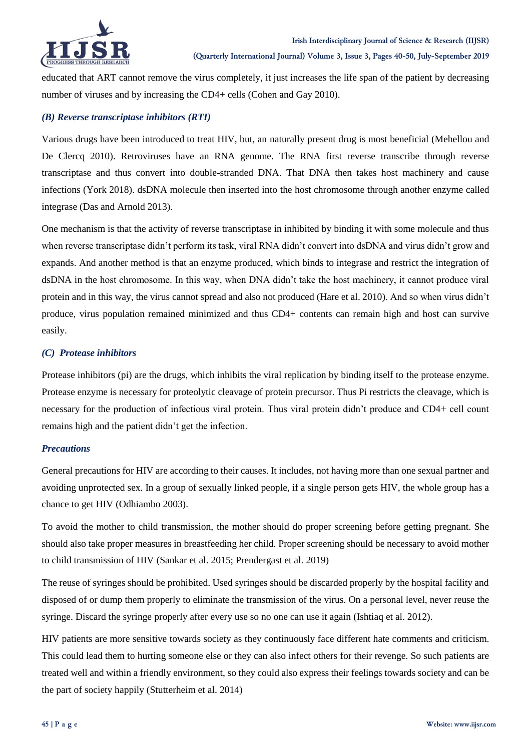educated that ART cannot remove the virus completely, it just increases the life span of the patient by decreasing number of viruses and by increasing the CD4+ cells (Cohen and Gay 2010).

### *(B) Reverse transcriptase inhibitors (RTI)*

Various drugs have been introduced to treat HIV, but, an naturally present drug is most beneficial (Mehellou and De Clercq 2010). Retroviruses have an RNA genome. The RNA first reverse transcribe through reverse transcriptase and thus convert into double-stranded DNA. That DNA then takes host machinery and cause infections (York 2018). dsDNA molecule then inserted into the host chromosome through another enzyme called integrase (Das and Arnold 2013).

One mechanism is that the activity of reverse transcriptase in inhibited by binding it with some molecule and thus when reverse transcriptase didn't perform its task, viral RNA didn't convert into dsDNA and virus didn't grow and expands. And another method is that an enzyme produced, which binds to integrase and restrict the integration of dsDNA in the host chromosome. In this way, when DNA didn't take the host machinery, it cannot produce viral protein and in this way, the virus cannot spread and also not produced (Hare et al. 2010). And so when virus didn't produce, virus population remained minimized and thus CD4+ contents can remain high and host can survive easily.

### *(C) Protease inhibitors*

Protease inhibitors (pi) are the drugs, which inhibits the viral replication by binding itself to the protease enzyme. Protease enzyme is necessary for proteolytic cleavage of protein precursor. Thus Pi restricts the cleavage, which is necessary for the production of infectious viral protein. Thus viral protein didn't produce and CD4+ cell count remains high and the patient didn't get the infection.

### *Precautions*

General precautions for HIV are according to their causes. It includes, not having more than one sexual partner and avoiding unprotected sex. In a group of sexually linked people, if a single person gets HIV, the whole group has a chance to get HIV (Odhiambo 2003).

To avoid the mother to child transmission, the mother should do proper screening before getting pregnant. She should also take proper measures in breastfeeding her child. Proper screening should be necessary to avoid mother to child transmission of HIV (Sankar et al. 2015; Prendergast et al. 2019)

The reuse of syringes should be prohibited. Used syringes should be discarded properly by the hospital facility and disposed of or dump them properly to eliminate the transmission of the virus. On a personal level, never reuse the syringe. Discard the syringe properly after every use so no one can use it again (Ishtiaq et al. 2012).

HIV patients are more sensitive towards society as they continuously face different hate comments and criticism. This could lead them to hurting someone else or they can also infect others for their revenge. So such patients are treated well and within a friendly environment, so they could also express their feelings towards society and can be the part of society happily (Stutterheim et al. 2014)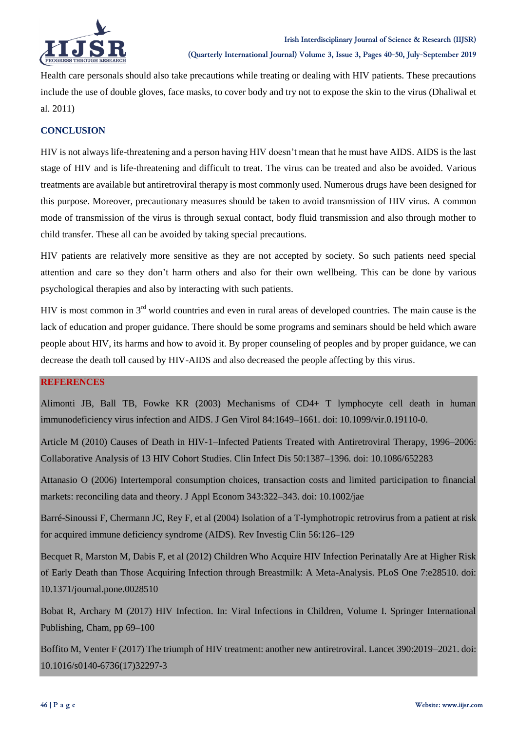Health care personals should also take precautions while treating or dealing with HIV patients. These precautions include the use of double gloves, face masks, to cover body and try not to expose the skin to the virus (Dhaliwal et al. 2011)

## CONCLUSION

HIV is not always life-threatening and a person having HIV doesn't mean that he must have AIDS. AIDS is the last stage of HIV and is life-threatening and difficult to treat. The virus can be treated and also be avoided. Various treatments are available but antiretroviral therapy is most commonly used. Numerous drugs have been designed for this purpose. Moreover, precautionary measures should be taken to avoid transmission of HIV virus. A common mode of transmission of the virus is through sexual contact, body fluid transmission and also through mother to child transfer. These all can be avoided by taking special precautions.

HIV patients are relatively more sensitive as they are not accepted by society. So such patients need special attention and care so they don't harm others and also for their own wellbeing. This can be done by various psychological therapies and also by interacting with such patients.

HIV is most common in 3rd world countries and even in rural areas of developed countries. The main cause is the lack of education and proper guidance. There should be some programs and seminars should be held which aware people about HIV, its harms and how to avoid it. By proper counseling of peoples and by proper guidance, we can decrease the death toll caused by HIV-AIDS and also decreased the people affecting by this virus.

## REFERENCES

Alimonti JB, Ball TB, Fowke KR (2003) Mechanisms of CD4+ T lymphocyte cell death in human immunodeficiency virus infection and AIDS. J Gen Virol 84:1649–1661. doi: 10.1099/vir.0.19110-0.

Article M (2010) Causes of Death in HIV-1–Infected Patients Treated with Antiretroviral Therapy, 1996–2006: Collaborative Analysis of 13 HIV Cohort Studies. Clin Infect Dis 50:1387–1396. doi: 10.1086/652283

Attanasio O (2006) Intertemporal consumption choices, transaction costs and limited participation to financial markets: reconciling data and theory. J Appl Econom 343:322–343. doi: 10.1002/jae

Barré-Sinoussi F, Chermann JC, Rey F, et al (2004) Isolation of a T-lymphotropic retrovirus from a patient at risk for acquired immune deficiency syndrome (AIDS). Rev Investig Clin 56:126–129

Becquet R, Marston M, Dabis F, et al (2012) Children Who Acquire HIV Infection Perinatally Are at Higher Risk of Early Death than Those Acquiring Infection through Breastmilk: A Meta-Analysis. PLoS One 7:e28510. doi: 10.1371/journal.pone.0028510

Bobat R, Archary M (2017) HIV Infection. In: Viral Infections in Children, Volume I. Springer International Publishing, Cham, pp 69–100

Boffito M, Venter F (2017) The triumph of HIV treatment: another new antiretroviral. Lancet 390:2019–2021. doi: 10.1016/s0140-6736(17)32297-3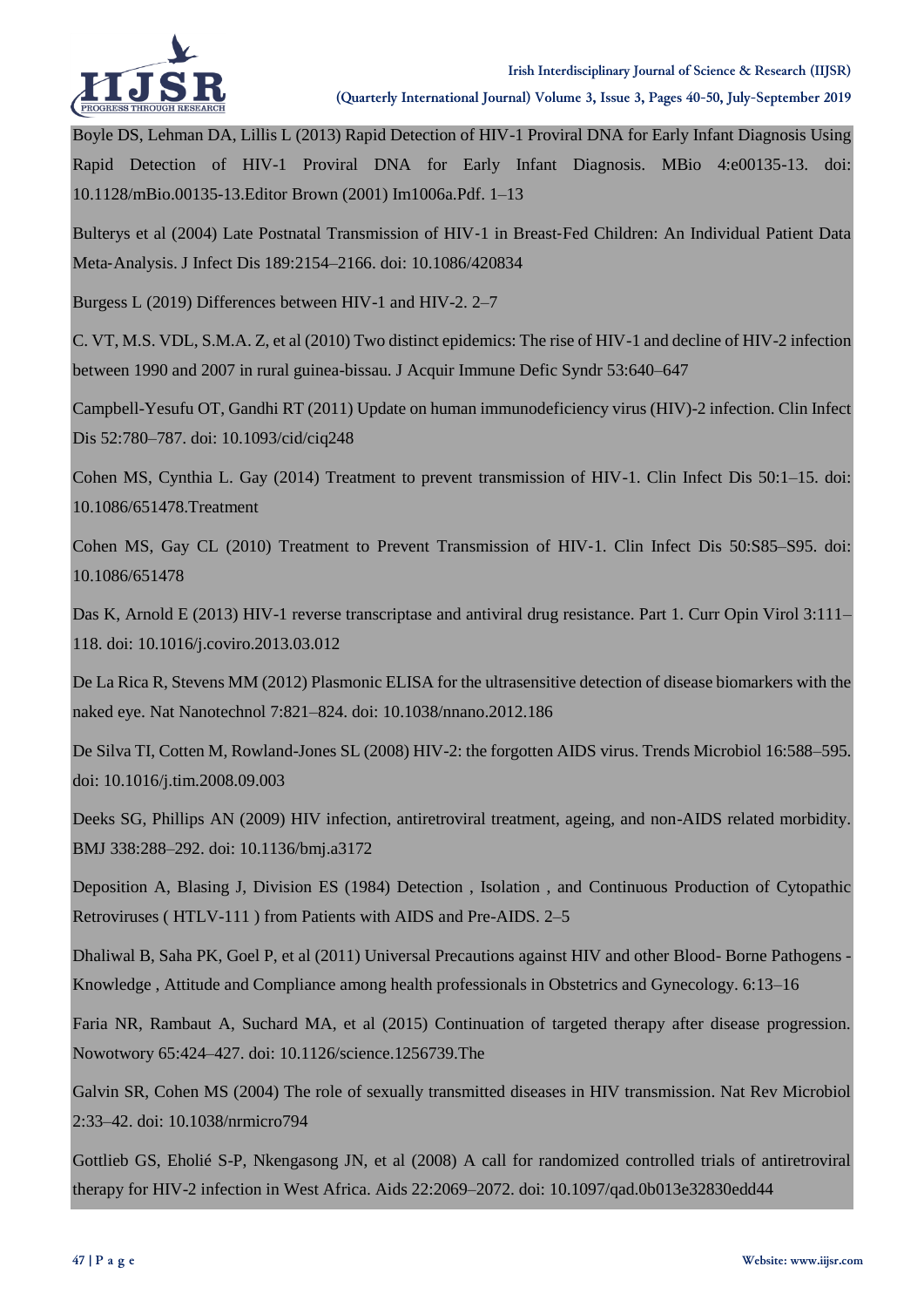Boyle DS, Lehman DA, Lillis L (2013) Rapid Detection of HIV-1 Proviral DNA for Early Infant Diagnosis Using Rapid Detection of HIV-1 Proviral DNA for Early Infant Diagnosis. MBio 4:e00135-13. doi: 10.1128/mBio.00135-13.Editor Brown (2001) Im1006a.Pdf. 1–13

Bulterys et al (2004) Late Postnatal Transmission of HIV-1 in Breast-Fed Children: An Individual Patient Data Meta-Analysis. J Infect Dis 189:2154–2166. doi: 10.1086/420834

Burgess L (2019) Differences between HIV-1 and HIV-2. 2–7

C. VT, M.S. VDL, S.M.A. Z, et al (2010) Two distinct epidemics: The rise of HIV-1 and decline of HIV-2 infection between 1990 and 2007 in rural guinea-bissau. J Acquir Immune Defic Syndr 53:640–647

Campbell-Yesufu OT, Gandhi RT (2011) Update on human immunodeficiency virus (HIV)-2 infection. Clin Infect Dis 52:780–787. doi: 10.1093/cid/ciq248

Cohen MS, Cynthia L. Gay (2014) Treatment to prevent transmission of HIV-1. Clin Infect Dis 50:1–15. doi: 10.1086/651478.Treatment

Cohen MS, Gay CL (2010) Treatment to Prevent Transmission of HIV-1. Clin Infect Dis 50:S85–S95. doi: 10.1086/651478

Das K, Arnold E (2013) HIV-1 reverse transcriptase and antiviral drug resistance. Part 1. Curr Opin Virol 3:111–118. doi: 10.1016/j.coviro.2013.03.012

De La Rica R, Stevens MM (2012) Plasmonic ELISA for the ultrasensitive detection of disease biomarkers with the naked eye. Nat Nanotechnol 7:821–824. doi: 10.1038/nnano.2012.186

De Silva TI, Cotten M, Rowland-Jones SL (2008) HIV-2: the forgotten AIDS virus. Trends Microbiol 16:588–595. doi: 10.1016/j.tim.2008.09.003

Deeks SG, Phillips AN (2009) HIV infection, antiretroviral treatment, ageing, and non-AIDS related morbidity. BMJ 338:288–292. doi: 10.1136/bmj.a3172

Deposition A, Blasing J, Division ES (1984) Detection , Isolation , and Continuous Production of Cytopathic Retroviruses ( HTLV-111 ) from Patients with AIDS and Pre-AIDS. 2–5

Dhaliwal B, Saha PK, Goel P, et al (2011) Universal Precautions against HIV and other Blood- Borne Pathogens - Knowledge , Attitude and Compliance among health professionals in Obstetrics and Gynecology. 6:13–16

Faria NR, Rambaut A, Suchard MA, et al (2015) Continuation of targeted therapy after disease progression. Nowotwory 65:424–427. doi: 10.1126/science.1256739.The

Galvin SR, Cohen MS (2004) The role of sexually transmitted diseases in HIV transmission. Nat Rev Microbiol 2:33–42. doi: 10.1038/nrmicro794

Gottlieb GS, Eholié S-P, Nkengasong JN, et al (2008) A call for randomized controlled trials of antiretroviral therapy for HIV-2 infection in West Africa. Aids 22:2069–2072. doi: 10.1097/qad.0b013e32830edd44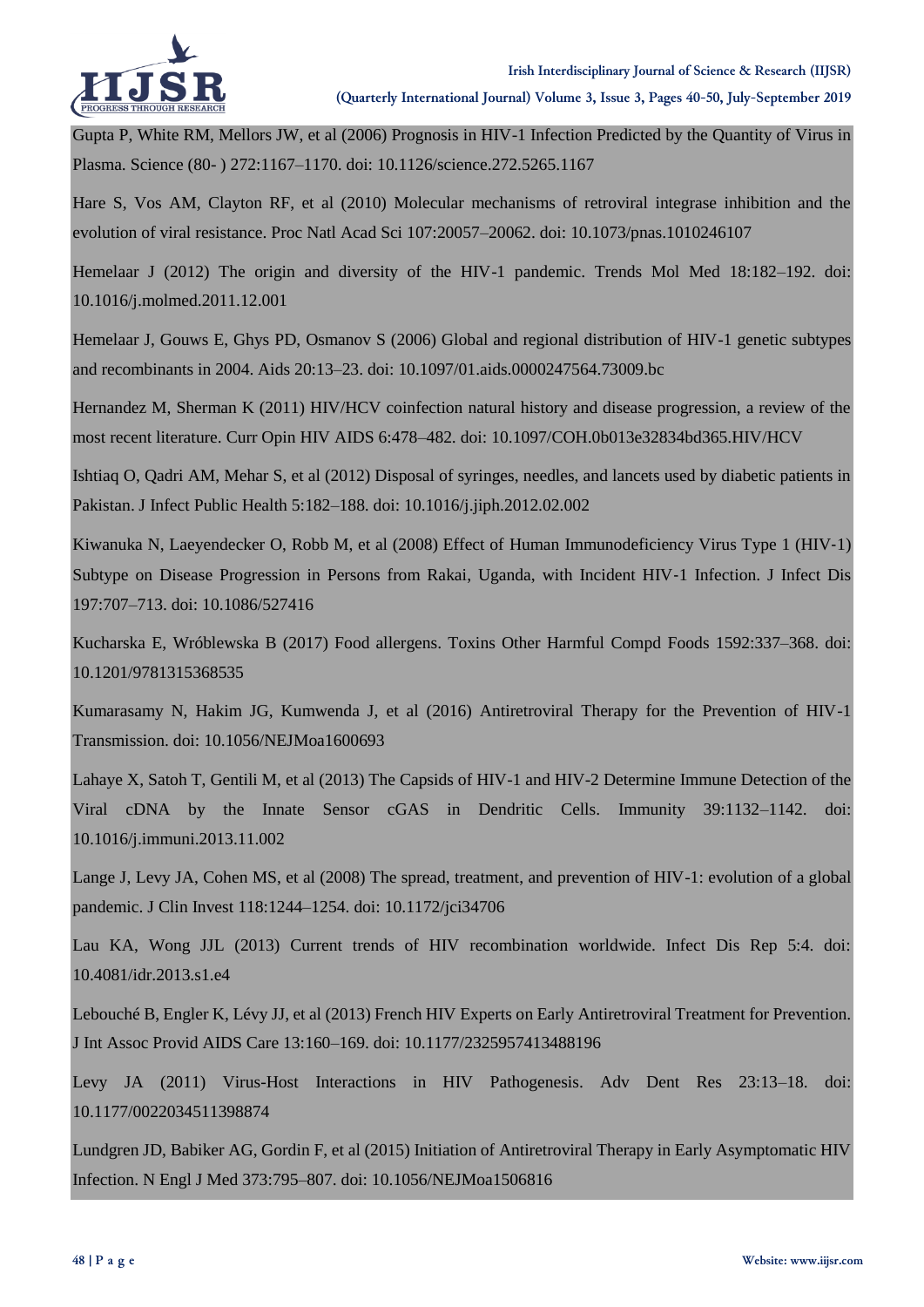Gupta P, White RM, Mellors JW, et al (2006) Prognosis in HIV-1 Infection Predicted by the Quantity of Virus in Plasma. Science (80- ) 272:1167–1170. doi: 10.1126/science.272.5265.1167

Hare S, Vos AM, Clayton RF, et al (2010) Molecular mechanisms of retroviral integrase inhibition and the evolution of viral resistance. Proc Natl Acad Sci 107:20057–20062. doi: 10.1073/pnas.1010246107

Hemelaar J (2012) The origin and diversity of the HIV-1 pandemic. Trends Mol Med 18:182–192. doi: 10.1016/j.molmed.2011.12.001

Hemelaar J, Gouws E, Ghys PD, Osmanov S (2006) Global and regional distribution of HIV-1 genetic subtypes and recombinants in 2004. Aids 20:13–23. doi: 10.1097/01.aids.0000247564.73009.bc

Hernandez M, Sherman K (2011) HIV/HCV coinfection natural history and disease progression, a review of the most recent literature. Curr Opin HIV AIDS 6:478–482. doi: 10.1097/COH.0b013e32834bd365.HIV/HCV

Ishtiaq O, Qadri AM, Mehar S, et al (2012) Disposal of syringes, needles, and lancets used by diabetic patients in Pakistan. J Infect Public Health 5:182–188. doi: 10.1016/j.jiph.2012.02.002

Kiwanuka N, Laeyendecker O, Robb M, et al (2008) Effect of Human Immunodeficiency Virus Type 1 (HIV-1) Subtype on Disease Progression in Persons from Rakai, Uganda, with Incident HIV-1 Infection. J Infect Dis 197:707–713. doi: 10.1086/527416

Kucharska E, Wróblewska B (2017) Food allergens. Toxins Other Harmful Compd Foods 1592:337–368. doi: 10.1201/9781315368535

Kumarasamy N, Hakim JG, Kumwenda J, et al (2016) Antiretroviral Therapy for the Prevention of HIV-1 Transmission. doi: 10.1056/NEJMoa1600693

Lahaye X, Satoh T, Gentili M, et al (2013) The Capsids of HIV-1 and HIV-2 Determine Immune Detection of the Viral cDNA by the Innate Sensor cGAS in Dendritic Cells. Immunity 39:1132–1142. doi: 10.1016/j.immuni.2013.11.002

Lange J, Levy JA, Cohen MS, et al (2008) The spread, treatment, and prevention of HIV-1: evolution of a global pandemic. J Clin Invest 118:1244–1254. doi: 10.1172/jci34706

Lau KA, Wong JJL (2013) Current trends of HIV recombination worldwide. Infect Dis Rep 5:4. doi: 10.4081/idr.2013.s1.e4

Lebouché B, Engler K, Lévy JJ, et al (2013) French HIV Experts on Early Antiretroviral Treatment for Prevention. J Int Assoc Provid AIDS Care 13:160–169. doi: 10.1177/2325957413488196

Levy JA (2011) Virus-Host Interactions in HIV Pathogenesis. Adv Dent Res 23:13–18. doi: 10.1177/0022034511398874

Lundgren JD, Babiker AG, Gordin F, et al (2015) Initiation of Antiretroviral Therapy in Early Asymptomatic HIV Infection. N Engl J Med 373:795–807. doi: 10.1056/NEJMoa1506816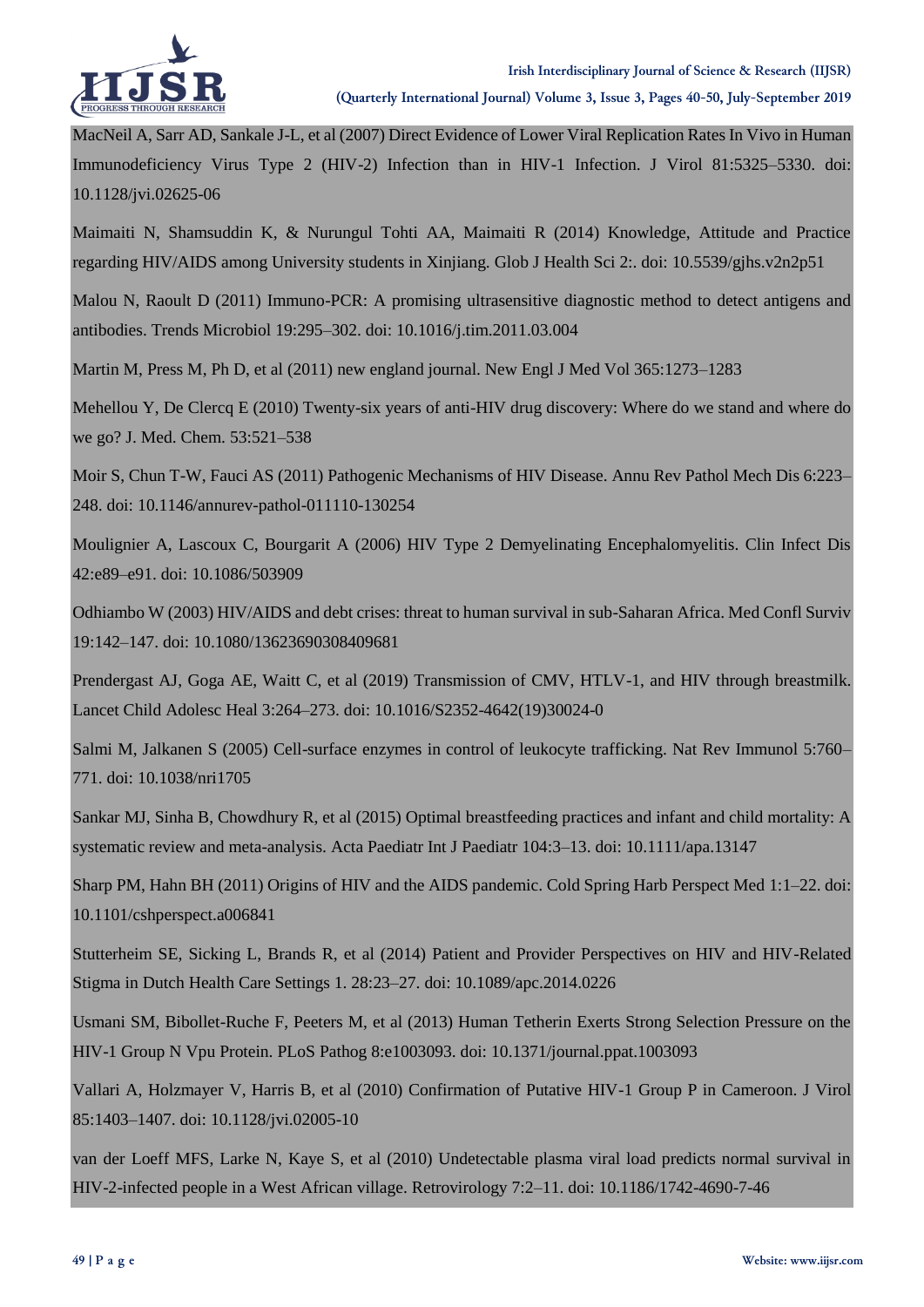MacNeil A, Sarr AD, Sankale J-L, et al (2007) Direct Evidence of Lower Viral Replication Rates In Vivo in Human Immunodeficiency Virus Type 2 (HIV-2) Infection than in HIV-1 Infection. J Virol 81:5325–5330. doi: 10.1128/jvi.02625-06

Maimaiti N, Shamsuddin K, & Nurungul Tohti AA, Maimaiti R (2014) Knowledge, Attitude and Practice regarding HIV/AIDS among University students in Xinjiang. Glob J Health Sci 2:. doi: 10.5539/gjhs.v2n2p51

Malou N, Raoult D (2011) Immuno-PCR: A promising ultrasensitive diagnostic method to detect antigens and antibodies. Trends Microbiol 19:295–302. doi: 10.1016/j.tim.2011.03.004

Martin M, Press M, Ph D, et al (2011) new england journal. New Engl J Med Vol 365:1273–1283

Mehellou Y, De Clercq E (2010) Twenty-six years of anti-HIV drug discovery: Where do we stand and where do we go? J. Med. Chem. 53:521–538

Moir S, Chun T-W, Fauci AS (2011) Pathogenic Mechanisms of HIV Disease. Annu Rev Pathol Mech Dis 6:223–248. doi: 10.1146/annurev-pathol-011110-130254

Moulignier A, Lascoux C, Bourgarit A (2006) HIV Type 2 Demyelinating Encephalomyelitis. Clin Infect Dis 42:e89–e91. doi: 10.1086/503909

Odhiambo W (2003) HIV/AIDS and debt crises: threat to human survival in sub-Saharan Africa. Med Confl Surviv 19:142–147. doi: 10.1080/13623690308409681

Prendergast AJ, Goga AE, Waitt C, et al (2019) Transmission of CMV, HTLV-1, and HIV through breastmilk. Lancet Child Adolesc Heal 3:264–273. doi: 10.1016/S2352-4642(19)30024-0

Salmi M, Jalkanen S (2005) Cell-surface enzymes in control of leukocyte trafficking. Nat Rev Immunol 5:760–771. doi: 10.1038/nri1705

Sankar MJ, Sinha B, Chowdhury R, et al (2015) Optimal breastfeeding practices and infant and child mortality: A systematic review and meta-analysis. Acta Paediatr Int J Paediatr 104:3–13. doi: 10.1111/apa.13147

Sharp PM, Hahn BH (2011) Origins of HIV and the AIDS pandemic. Cold Spring Harb Perspect Med 1:1–22. doi: 10.1101/cshperspect.a006841

Stutterheim SE, Sicking L, Brands R, et al (2014) Patient and Provider Perspectives on HIV and HIV-Related Stigma in Dutch Health Care Settings 1. 28:23–27. doi: 10.1089/apc.2014.0226

Usmani SM, Bibollet-Ruche F, Peeters M, et al (2013) Human Tetherin Exerts Strong Selection Pressure on the HIV-1 Group N Vpu Protein. PLoS Pathog 8:e1003093. doi: 10.1371/journal.ppat.1003093

Vallari A, Holzmayer V, Harris B, et al (2010) Confirmation of Putative HIV-1 Group P in Cameroon. J Virol 85:1403–1407. doi: 10.1128/jvi.02005-10

van der Loeff MFS, Larke N, Kaye S, et al (2010) Undetectable plasma viral load predicts normal survival in HIV-2-infected people in a West African village. Retrovirology 7:2–11. doi: 10.1186/1742-4690-7-46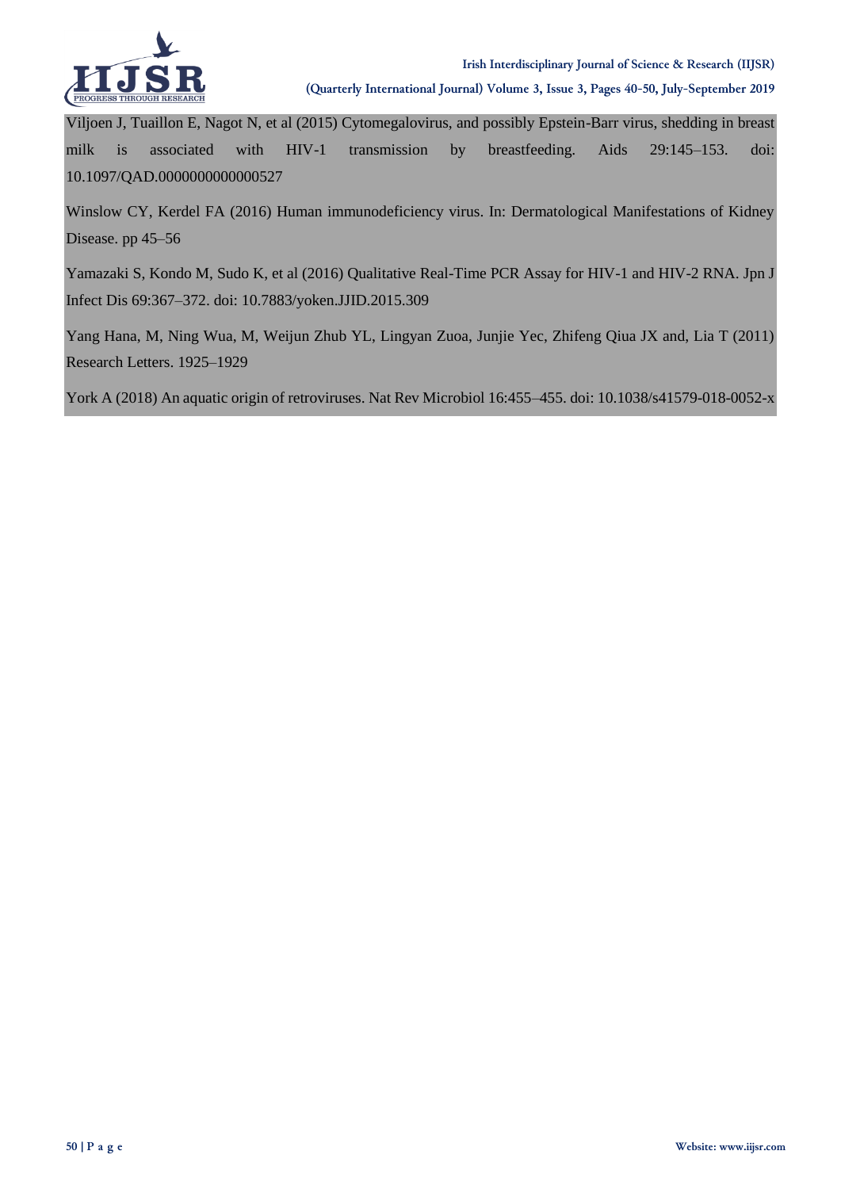Viljoen J, Tuaillon E, Nagot N, et al (2015) Cytomegalovirus, and possibly Epstein-Barr virus, shedding in breast milk is associated with HIV-1 transmission by breastfeeding. Aids 29:145–153. doi: 10.1097/QAD.0000000000000527

Winslow CY, Kerdel FA (2016) Human immunodeficiency virus. In: Dermatological Manifestations of Kidney Disease. pp 45–56

Yamazaki S, Kondo M, Sudo K, et al (2016) Qualitative Real-Time PCR Assay for HIV-1 and HIV-2 RNA. Jpn J Infect Dis 69:367–372. doi: 10.7883/yoken.JJID.2015.309

Yang Hana, M, Ning Wua, M, Weijun Zhub YL, Lingyan Zuoa, Junjie Yec, Zhifeng Qiua JX and, Lia T (2011) Research Letters. 1925–1929

York A (2018) An aquatic origin of retroviruses. Nat Rev Microbiol 16:455–455. doi: 10.1038/s41579-018-0052-x